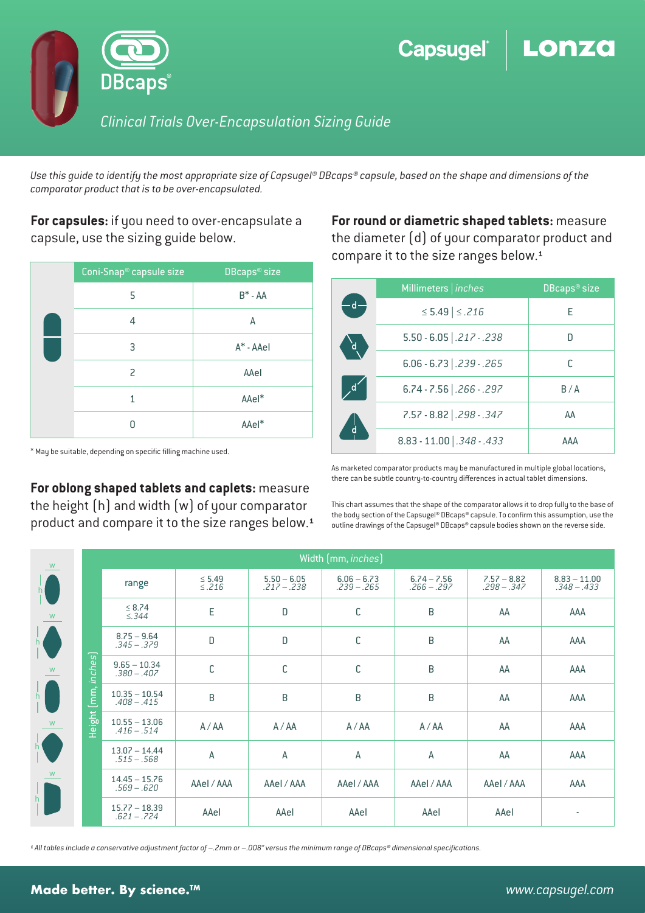# DBcaps®

Capsugel® | Lonza

*Clinical Trials Over-Encapsulation Sizing Guide*

*Use this guide to identify the most appropriate size of Capsugel® DBcaps® capsule, based on the shape and dimensions of the comparator product that is to be over-encapsulated.*

**For capsules:** if you need to over-encapsulate a capsule, use the sizing guide below.

| Coni-Snap® capsule size | DBcaps® size |
|---|---|
| 5 | B* - AA |
| 4 | A |
| 3 | A* - AAel |
| 2 | AAel |
| 1 | AAel* |
| 0 | AAel* |

\* May be suitable, depending on specific filling machine used.

**For round or diametric shaped tablets:** measure the diameter (d) of your comparator product and compare it to the size ranges below.[1]

| Millimeters \| *inches* | DBcaps® size |
|---|---|
| ≤ 5.49 \| *≤ .216* | E |
| 5.50 - 6.05 \| *.217 - .238* | D |
| 6.06 - 6.73 \| *.239 - .265* | C |
| 6.74 - 7.56 \| *.266 - .297* | B / A |
| 7.57 - 8.82 \| *.298 - .347* | AA |
| 8.83 - 11.00 \| *.348 - .433* | AAA |

As marketed comparator products may be manufactured in multiple global locations, there can be subtle country-to-country differences in actual tablet dimensions.

This chart assumes that the shape of the comparator allows it to drop fully to the base of the body section of the Capsugel® DBcaps® capsule. To confirm this assumption, use the outline drawings of the Capsugel® DBcaps® capsule bodies shown on the reverse side.

**For oblong shaped tablets and caplets:** measure the height (h) and width (w) of your comparator product and compare it to the size ranges below.[1]

| Height (mm, *inches*) \ Width (mm, *inches*) range | ≤ 5.49 *≤ .216* | 5.50 – 6.05 *.217 – .238* | 6.06 – 6.73 *.239 – .265* | 6.74 – 7.56 *.266 – .297* | 7.57 – 8.82 *.298 – .347* | 8.83 – 11.00 *.348 – .433* |
|---|---|---|---|---|---|---|
| ≤ 8.74 *≤ .344* | E | D | C | B | AA | AAA |
| 8.75 – 9.64 *.345 – .379* | D | D | C | B | AA | AAA |
| 9.65 – 10.34 *.380 – .407* | C | C | C | B | AA | AAA |
| 10.35 – 10.54 *.408 – .415* | B | B | B | B | AA | AAA |
| 10.55 – 13.06 *.416 – .514* | A / AA | A / AA | A / AA | A / AA | AA | AAA |
| 13.07 – 14.44 *.515 – .568* | A | A | A | A | AA | AAA |
| 14.45 – 15.76 *.569 – .620* | AAel / AAA | AAel / AAA | AAel / AAA | AAel / AAA | AAel / AAA | AAA |
| 15.77 – 18.39 *.621 – .724* | AAel | AAel | AAel | AAel | AAel | - |

*[1] All tables include a conservative adjustment factor of –.2mm or –.008" versus the minimum range of DBcaps® dimensional specifications.*

**Made better. By science.™**

*www.capsugel.com*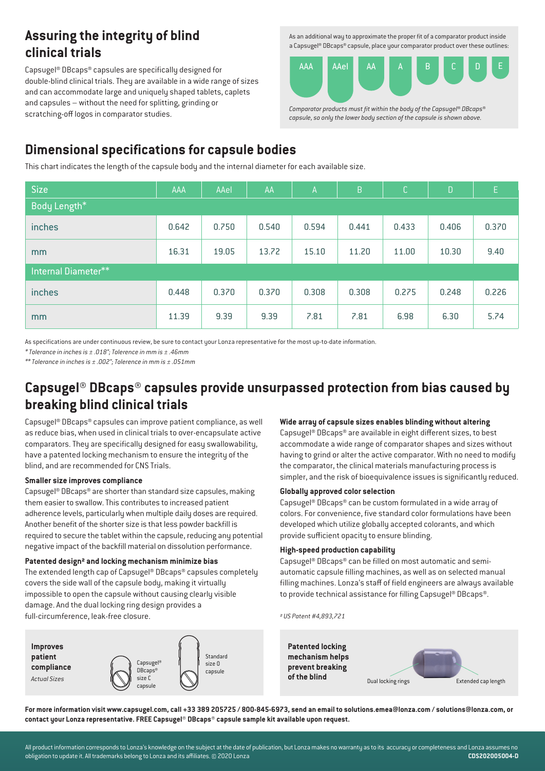## Assuring the integrity of blind clinical trials

Capsugel® DBcaps® capsules are specifically designed for double-blind clinical trials. They are available in a wide range of sizes and can accommodate large and uniquely shaped tablets, caplets and capsules – without the need for splitting, grinding or scratching-off logos in comparator studies.

As an additional way to approximate the proper fit of a comparator product inside a Capsugel® DBcaps® capsule, place your comparator product over these outlines:

AAA AAel AA A B C D E

*Comparator products must fit within the body of the Capsugel® DBcaps® capsule, so only the lower body section of the capsule is shown above.*

## Dimensional specifications for capsule bodies

This chart indicates the length of the capsule body and the internal diameter for each available size.

| Size | AAA | AAel | AA | A | B | C | D | E |
|---|---|---|---|---|---|---|---|---|
| **Body Length*** | | | | | | | | |
| inches | 0.642 | 0.750 | 0.540 | 0.594 | 0.441 | 0.433 | 0.406 | 0.370 |
| mm | 16.31 | 19.05 | 13.72 | 15.10 | 11.20 | 11.00 | 10.30 | 9.40 |
| **Internal Diameter**** | | | | | | | | |
| inches | 0.448 | 0.370 | 0.370 | 0.308 | 0.308 | 0.275 | 0.248 | 0.226 |
| mm | 11.39 | 9.39 | 9.39 | 7.81 | 7.81 | 6.98 | 6.30 | 5.74 |

As specifications are under continuous review, be sure to contact your Lonza representative for the most up-to-date information.

*\* Tolerance in inches is ± .018"; Tolerence in mm is ± .46mm*

*\*\* Tolerance in inches is ± .002"; Tolerence in mm is ± .051mm*

## Capsugel® DBcaps® capsules provide unsurpassed protection from bias caused by breaking blind clinical trials

Capsugel® DBcaps® capsules can improve patient compliance, as well as reduce bias, when used in clinical trials to over-encapsulate active comparators. They are specifically designed for easy swallowability, have a patented locking mechanism to ensure the integrity of the blind, and are recommended for CNS Trials.

**Smaller size improves compliance**

Capsugel® DBcaps® are shorter than standard size capsules, making them easier to swallow. This contributes to increased patient adherence levels, particularly when multiple daily doses are required. Another benefit of the shorter size is that less powder backfill is required to secure the tablet within the capsule, reducing any potential negative impact of the backfill material on dissolution performance.

**Patented design[2] and locking mechanism minimize bias**

The extended length cap of Capsugel® DBcaps® capsules completely covers the side wall of the capsule body, making it virtually impossible to open the capsule without causing clearly visible damage. And the dual locking ring design provides a full-circumference, leak-free closure.

**Wide array of capsule sizes enables blinding without altering**

Capsugel® DBcaps® are available in eight different sizes, to best accommodate a wide range of comparator shapes and sizes without having to grind or alter the active comparator. With no need to modify the comparator, the clinical materials manufacturing process is simpler, and the risk of bioequivalence issues is significantly reduced.

**Globally approved color selection**

Capsugel® DBcaps® can be custom formulated in a wide array of colors. For convenience, five standard color formulations have been developed which utilize globally accepted colorants, and which provide sufficient opacity to ensure blinding.

**High-speed production capability**

Capsugel® DBcaps® can be filled on most automatic and semi-automatic capsule filling machines, as well as on selected manual filling machines. Lonza's staff of field engineers are always available to provide technical assistance for filling Capsugel® DBcaps®.

*[2] US Patent #4,893,721*

**Improves patient compliance**

*Actual Sizes*

Capsugel® DBcaps® size C capsule

Standard size 0 capsule

**Patented locking mechanism helps prevent breaking of the blind**

Dual locking rings

Extended cap length

**For more information visit www.capsugel.com, call +33 389 205725 / 800-845-6973, send an email to solutions.emea@lonza.com / solutions@lonza.com, or contact your Lonza representative. FREE Capsugel® DBcaps® capsule sample kit available upon request.**

All product information corresponds to Lonza's knowledge on the subject at the date of publication, but Lonza makes no warranty as to its accuracy or completeness and Lonza assumes no obligation to update it. All trademarks belong to Lonza and its affiliates. © 2020 Lonza

**CDS202005004-D**